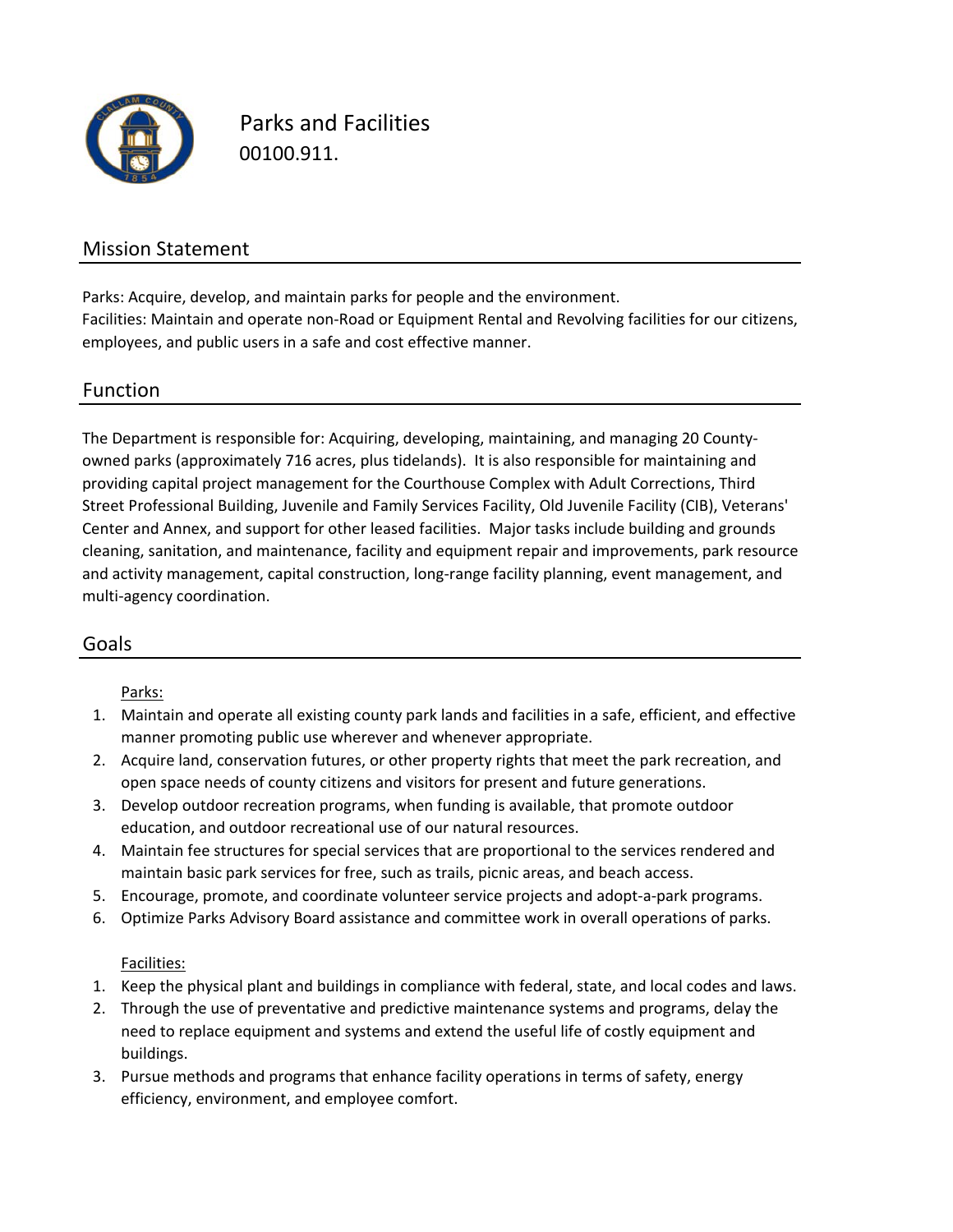# Parks and Facilities

00100.911.

## Mission Statement

Parks: Acquire, develop, and maintain parks for people and the environment.
Facilities: Maintain and operate non-Road or Equipment Rental and Revolving facilities for our citizens, employees, and public users in a safe and cost effective manner.

## Function

The Department is responsible for: Acquiring, developing, maintaining, and managing 20 County-owned parks (approximately 716 acres, plus tidelands). It is also responsible for maintaining and providing capital project management for the Courthouse Complex with Adult Corrections, Third Street Professional Building, Juvenile and Family Services Facility, Old Juvenile Facility (CIB), Veterans' Center and Annex, and support for other leased facilities. Major tasks include building and grounds cleaning, sanitation, and maintenance, facility and equipment repair and improvements, park resource and activity management, capital construction, long-range facility planning, event management, and multi-agency coordination.

## Goals

Parks:

1. Maintain and operate all existing county park lands and facilities in a safe, efficient, and effective manner promoting public use wherever and whenever appropriate.
2. Acquire land, conservation futures, or other property rights that meet the park recreation, and open space needs of county citizens and visitors for present and future generations.
3. Develop outdoor recreation programs, when funding is available, that promote outdoor education, and outdoor recreational use of our natural resources.
4. Maintain fee structures for special services that are proportional to the services rendered and maintain basic park services for free, such as trails, picnic areas, and beach access.
5. Encourage, promote, and coordinate volunteer service projects and adopt-a-park programs.
6. Optimize Parks Advisory Board assistance and committee work in overall operations of parks.

Facilities:

1. Keep the physical plant and buildings in compliance with federal, state, and local codes and laws.
2. Through the use of preventative and predictive maintenance systems and programs, delay the need to replace equipment and systems and extend the useful life of costly equipment and buildings.
3. Pursue methods and programs that enhance facility operations in terms of safety, energy efficiency, environment, and employee comfort.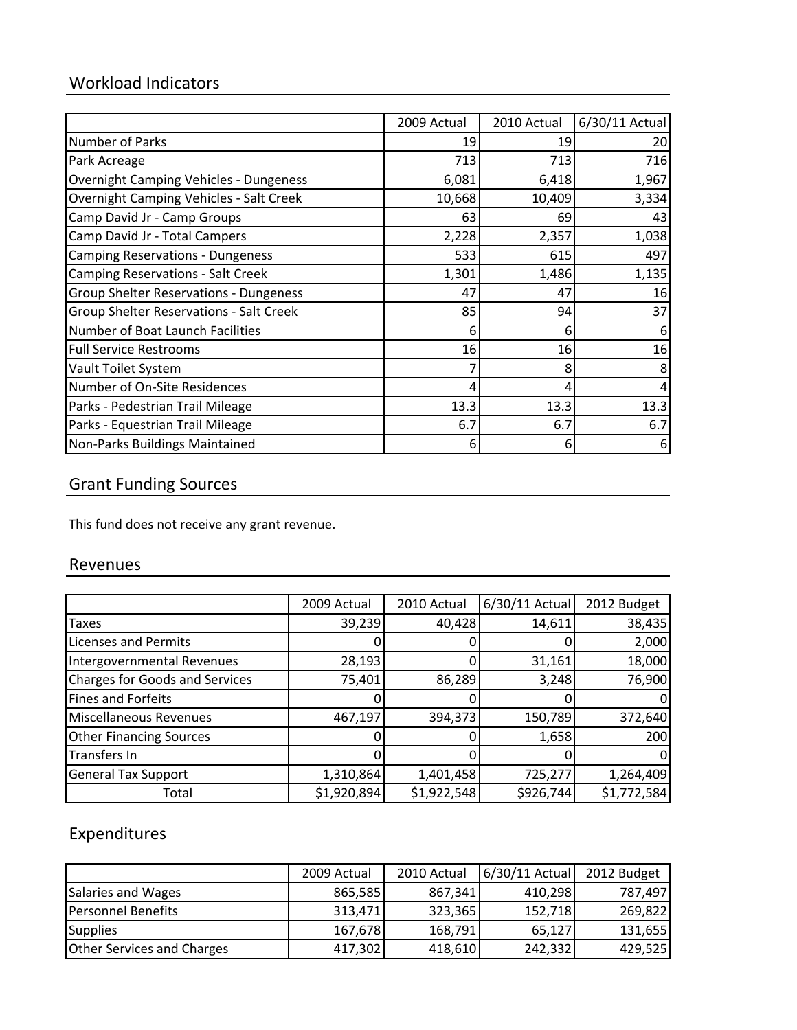## Workload Indicators

| | 2009 Actual | 2010 Actual | 6/30/11 Actual |
|---|---|---|---|
| Number of Parks | 19 | 19 | 20 |
| Park Acreage | 713 | 713 | 716 |
| Overnight Camping Vehicles - Dungeness | 6,081 | 6,418 | 1,967 |
| Overnight Camping Vehicles - Salt Creek | 10,668 | 10,409 | 3,334 |
| Camp David Jr - Camp Groups | 63 | 69 | 43 |
| Camp David Jr - Total Campers | 2,228 | 2,357 | 1,038 |
| Camping Reservations - Dungeness | 533 | 615 | 497 |
| Camping Reservations - Salt Creek | 1,301 | 1,486 | 1,135 |
| Group Shelter Reservations - Dungeness | 47 | 47 | 16 |
| Group Shelter Reservations - Salt Creek | 85 | 94 | 37 |
| Number of Boat Launch Facilities | 6 | 6 | 6 |
| Full Service Restrooms | 16 | 16 | 16 |
| Vault Toilet System | 7 | 8 | 8 |
| Number of On-Site Residences | 4 | 4 | 4 |
| Parks - Pedestrian Trail Mileage | 13.3 | 13.3 | 13.3 |
| Parks - Equestrian Trail Mileage | 6.7 | 6.7 | 6.7 |
| Non-Parks Buildings Maintained | 6 | 6 | 6 |

## Grant Funding Sources

This fund does not receive any grant revenue.

## Revenues

| | 2009 Actual | 2010 Actual | 6/30/11 Actual | 2012 Budget |
|---|---|---|---|---|
| Taxes | 39,239 | 40,428 | 14,611 | 38,435 |
| Licenses and Permits | 0 | 0 | 0 | 2,000 |
| Intergovernmental Revenues | 28,193 | 0 | 31,161 | 18,000 |
| Charges for Goods and Services | 75,401 | 86,289 | 3,248 | 76,900 |
| Fines and Forfeits | 0 | 0 | 0 | 0 |
| Miscellaneous Revenues | 467,197 | 394,373 | 150,789 | 372,640 |
| Other Financing Sources | 0 | 0 | 1,658 | 200 |
| Transfers In | 0 | 0 | 0 | 0 |
| General Tax Support | 1,310,864 | 1,401,458 | 725,277 | 1,264,409 |
| Total | $1,920,894 | $1,922,548 | $926,744 | $1,772,584 |

## Expenditures

| | 2009 Actual | 2010 Actual | 6/30/11 Actual | 2012 Budget |
|---|---|---|---|---|
| Salaries and Wages | 865,585 | 867,341 | 410,298 | 787,497 |
| Personnel Benefits | 313,471 | 323,365 | 152,718 | 269,822 |
| Supplies | 167,678 | 168,791 | 65,127 | 131,655 |
| Other Services and Charges | 417,302 | 418,610 | 242,332 | 429,525 |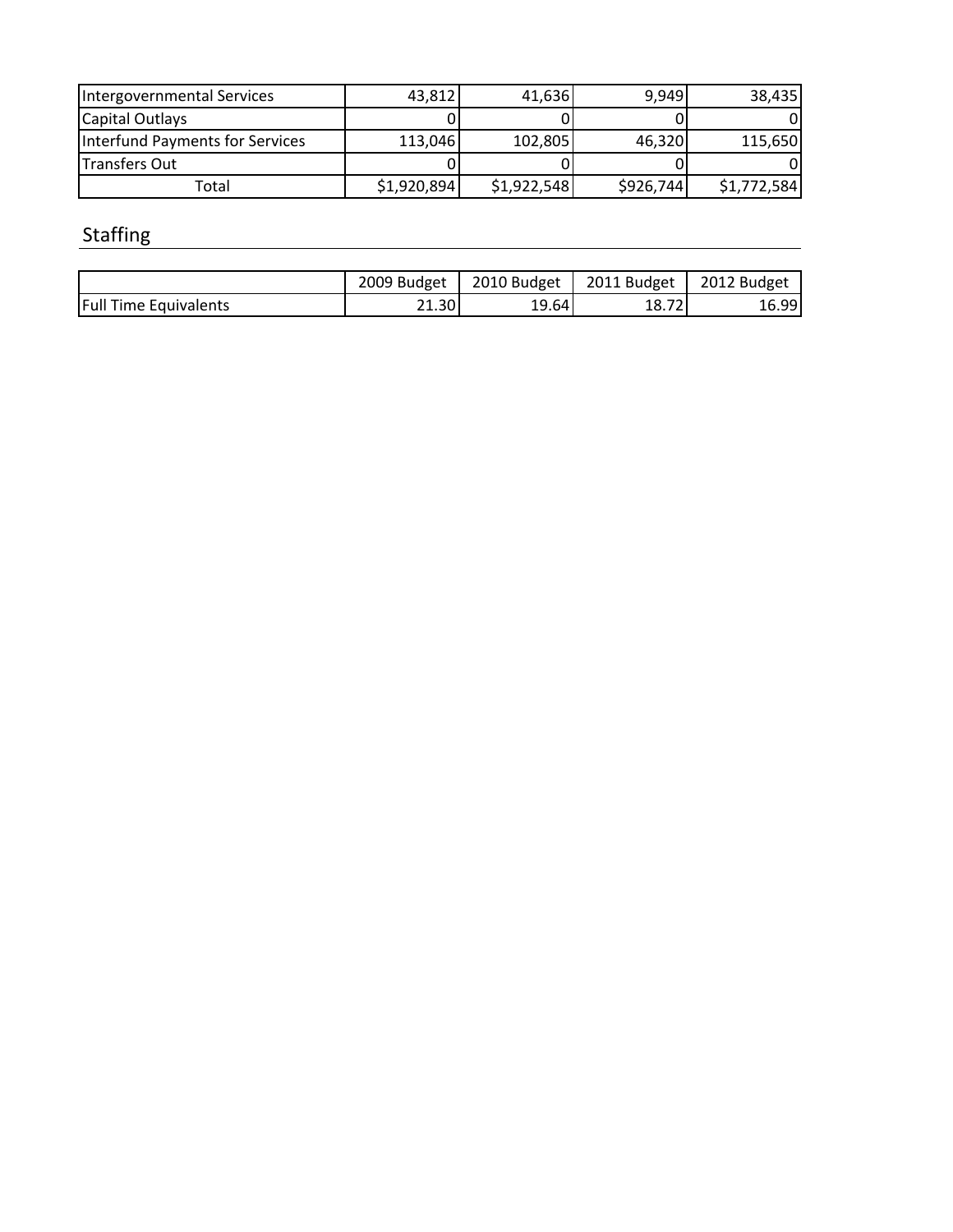| | | | | |
|---|---|---|---|---|
| Intergovernmental Services | 43,812 | 41,636 | 9,949 | 38,435 |
| Capital Outlays | 0 | 0 | 0 | 0 |
| Interfund Payments for Services | 113,046 | 102,805 | 46,320 | 115,650 |
| Transfers Out | 0 | 0 | 0 | 0 |
| Total | $1,920,894 | $1,922,548 | $926,744 | $1,772,584 |

## Staffing

| | 2009 Budget | 2010 Budget | 2011 Budget | 2012 Budget |
|---|---|---|---|---|
| Full Time Equivalents | 21.30 | 19.64 | 18.72 | 16.99 |